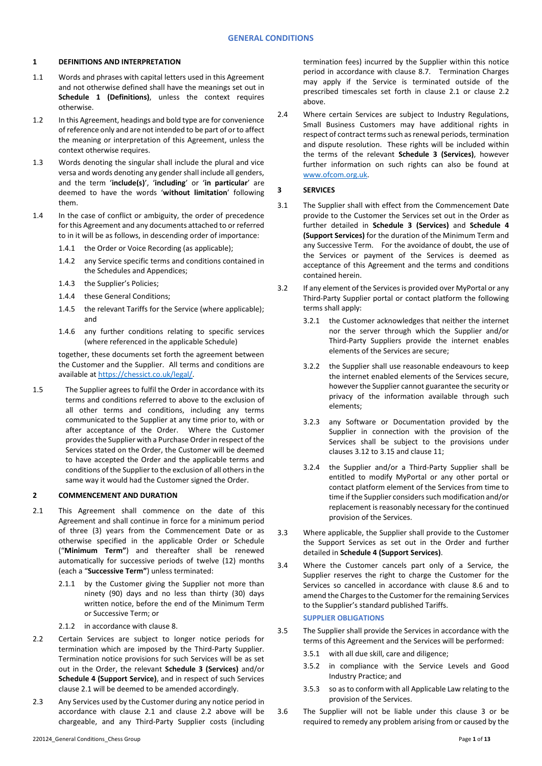# GENERAL CONDITIONS

## 1 DEFINITIONS AND INTERPRETATION

1.1 Words and phrases with capital letters used in this Agreement and not otherwise defined shall have the meanings set out in **Schedule 1 (Definitions)**, unless the context requires otherwise.

1.2 In this Agreement, headings and bold type are for convenience of reference only and are not intended to be part of or to affect the meaning or interpretation of this Agreement, unless the context otherwise requires.

1.3 Words denoting the singular shall include the plural and vice versa and words denoting any gender shall include all genders, and the term '**include(s)**', '**including**' or '**in particular**' are deemed to have the words '**without limitation**' following them.

1.4 In the case of conflict or ambiguity, the order of precedence for this Agreement and any documents attached to or referred to in it will be as follows, in descending order of importance:

1.4.1 the Order or Voice Recording (as applicable);

1.4.2 any Service specific terms and conditions contained in the Schedules and Appendices;

1.4.3 the Supplier's Policies;

1.4.4 these General Conditions;

1.4.5 the relevant Tariffs for the Service (where applicable); and

1.4.6 any further conditions relating to specific services (where referenced in the applicable Schedule)

together, these documents set forth the agreement between the Customer and the Supplier. All terms and conditions are available at https://chessict.co.uk/legal/.

1.5 The Supplier agrees to fulfil the Order in accordance with its terms and conditions referred to above to the exclusion of all other terms and conditions, including any terms communicated to the Supplier at any time prior to, with or after acceptance of the Order. Where the Customer provides the Supplier with a Purchase Order in respect of the Services stated on the Order, the Customer will be deemed to have accepted the Order and the applicable terms and conditions of the Supplier to the exclusion of all others in the same way it would had the Customer signed the Order.

## 2 COMMENCEMENT AND DURATION

2.1 This Agreement shall commence on the date of this Agreement and shall continue in force for a minimum period of three (3) years from the Commencement Date or as otherwise specified in the applicable Order or Schedule ("**Minimum Term"**) and thereafter shall be renewed automatically for successive periods of twelve (12) months (each a "**Successive Term"**) unless terminated:

2.1.1 by the Customer giving the Supplier not more than ninety (90) days and no less than thirty (30) days written notice, before the end of the Minimum Term or Successive Term; or

2.1.2 in accordance with clause 8.

2.2 Certain Services are subject to longer notice periods for termination which are imposed by the Third-Party Supplier. Termination notice provisions for such Services will be as set out in the Order, the relevant **Schedule 3 (Services)** and/or **Schedule 4 (Support Service)**, and in respect of such Services clause 2.1 will be deemed to be amended accordingly.

2.3 Any Services used by the Customer during any notice period in accordance with clause 2.1 and clause 2.2 above will be chargeable, and any Third-Party Supplier costs (including termination fees) incurred by the Supplier within this notice period in accordance with clause 8.7. Termination Charges may apply if the Service is terminated outside of the prescribed timescales set forth in clause 2.1 or clause 2.2 above.

2.4 Where certain Services are subject to Industry Regulations, Small Business Customers may have additional rights in respect of contract terms such as renewal periods, termination and dispute resolution. These rights will be included within the terms of the relevant **Schedule 3 (Services)**, however further information on such rights can also be found at www.ofcom.org.uk.

## 3 SERVICES

3.1 The Supplier shall with effect from the Commencement Date provide to the Customer the Services set out in the Order as further detailed in **Schedule 3 (Services)** and **Schedule 4 (Support Services)** for the duration of the Minimum Term and any Successive Term. For the avoidance of doubt, the use of the Services or payment of the Services is deemed as acceptance of this Agreement and the terms and conditions contained herein.

3.2 If any element of the Services is provided over MyPortal or any Third-Party Supplier portal or contact platform the following terms shall apply:

3.2.1 the Customer acknowledges that neither the internet nor the server through which the Supplier and/or Third-Party Suppliers provide the internet enables elements of the Services are secure;

3.2.2 the Supplier shall use reasonable endeavours to keep the internet enabled elements of the Services secure, however the Supplier cannot guarantee the security or privacy of the information available through such elements;

3.2.3 any Software or Documentation provided by the Supplier in connection with the provision of the Services shall be subject to the provisions under clauses 3.12 to 3.15 and clause 11;

3.2.4 the Supplier and/or a Third-Party Supplier shall be entitled to modify MyPortal or any other portal or contact platform element of the Services from time to time if the Supplier considers such modification and/or replacement is reasonably necessary for the continued provision of the Services.

3.3 Where applicable, the Supplier shall provide to the Customer the Support Services as set out in the Order and further detailed in **Schedule 4 (Support Services)**.

3.4 Where the Customer cancels part only of a Service, the Supplier reserves the right to charge the Customer for the Services so cancelled in accordance with clause 8.6 and to amend the Charges to the Customer for the remaining Services to the Supplier's standard published Tariffs.

### SUPPLIER OBLIGATIONS

3.5 The Supplier shall provide the Services in accordance with the terms of this Agreement and the Services will be performed:

3.5.1 with all due skill, care and diligence;

3.5.2 in compliance with the Service Levels and Good Industry Practice; and

3.5.3 so as to conform with all Applicable Law relating to the provision of the Services.

3.6 The Supplier will not be liable under this clause 3 or be required to remedy any problem arising from or caused by the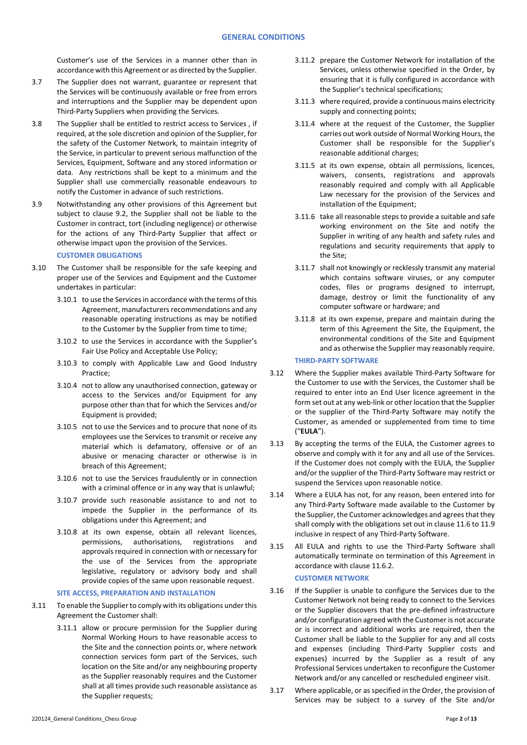Customer's use of the Services in a manner other than in accordance with this Agreement or as directed by the Supplier.

3.7 The Supplier does not warrant, guarantee or represent that the Services will be continuously available or free from errors and interruptions and the Supplier may be dependent upon Third-Party Suppliers when providing the Services.

3.8 The Supplier shall be entitled to restrict access to Services , if required, at the sole discretion and opinion of the Supplier, for the safety of the Customer Network, to maintain integrity of the Service, in particular to prevent serious malfunction of the Services, Equipment, Software and any stored information or data. Any restrictions shall be kept to a minimum and the Supplier shall use commercially reasonable endeavours to notify the Customer in advance of such restrictions.

3.9 Notwithstanding any other provisions of this Agreement but subject to clause 9.2, the Supplier shall not be liable to the Customer in contract, tort (including negligence) or otherwise for the actions of any Third-Party Supplier that affect or otherwise impact upon the provision of the Services.

### CUSTOMER OBLIGATIONS

3.10 The Customer shall be responsible for the safe keeping and proper use of the Services and Equipment and the Customer undertakes in particular:

3.10.1 to use the Services in accordance with the terms of this Agreement, manufacturers recommendations and any reasonable operating instructions as may be notified to the Customer by the Supplier from time to time;

3.10.2 to use the Services in accordance with the Supplier's Fair Use Policy and Acceptable Use Policy;

3.10.3 to comply with Applicable Law and Good Industry Practice;

3.10.4 not to allow any unauthorised connection, gateway or access to the Services and/or Equipment for any purpose other than that for which the Services and/or Equipment is provided;

3.10.5 not to use the Services and to procure that none of its employees use the Services to transmit or receive any material which is defamatory, offensive or of an abusive or menacing character or otherwise is in breach of this Agreement;

3.10.6 not to use the Services fraudulently or in connection with a criminal offence or in any way that is unlawful;

3.10.7 provide such reasonable assistance to and not to impede the Supplier in the performance of its obligations under this Agreement; and

3.10.8 at its own expense, obtain all relevant licences, permissions, authorisations, registrations and approvals required in connection with or necessary for the use of the Services from the appropriate legislative, regulatory or advisory body and shall provide copies of the same upon reasonable request.

### SITE ACCESS, PREPARATION AND INSTALLATION

3.11 To enable the Supplier to comply with its obligations under this Agreement the Customer shall:

3.11.1 allow or procure permission for the Supplier during Normal Working Hours to have reasonable access to the Site and the connection points or, where network connection services form part of the Services, such location on the Site and/or any neighbouring property as the Supplier reasonably requires and the Customer shall at all times provide such reasonable assistance as the Supplier requests;

3.11.2 prepare the Customer Network for installation of the Services, unless otherwise specified in the Order, by ensuring that it is fully configured in accordance with the Supplier's technical specifications;

3.11.3 where required, provide a continuous mains electricity supply and connecting points;

3.11.4 where at the request of the Customer, the Supplier carries out work outside of Normal Working Hours, the Customer shall be responsible for the Supplier's reasonable additional charges;

3.11.5 at its own expense, obtain all permissions, licences, waivers, consents, registrations and approvals reasonably required and comply with all Applicable Law necessary for the provision of the Services and installation of the Equipment;

3.11.6 take all reasonable steps to provide a suitable and safe working environment on the Site and notify the Supplier in writing of any health and safety rules and regulations and security requirements that apply to the Site;

3.11.7 shall not knowingly or recklessly transmit any material which contains software viruses, or any computer codes, files or programs designed to interrupt, damage, destroy or limit the functionality of any computer software or hardware; and

3.11.8 at its own expense, prepare and maintain during the term of this Agreement the Site, the Equipment, the environmental conditions of the Site and Equipment and as otherwise the Supplier may reasonably require.

### THIRD-PARTY SOFTWARE

3.12 Where the Supplier makes available Third-Party Software for the Customer to use with the Services, the Customer shall be required to enter into an End User licence agreement in the form set out at any web-link or other location that the Supplier or the supplier of the Third-Party Software may notify the Customer, as amended or supplemented from time to time ("**EULA**").

3.13 By accepting the terms of the EULA, the Customer agrees to observe and comply with it for any and all use of the Services. If the Customer does not comply with the EULA, the Supplier and/or the supplier of the Third-Party Software may restrict or suspend the Services upon reasonable notice.

3.14 Where a EULA has not, for any reason, been entered into for any Third-Party Software made available to the Customer by the Supplier, the Customer acknowledges and agrees that they shall comply with the obligations set out in clause 11.6 to 11.9 inclusive in respect of any Third-Party Software.

3.15 All EULA and rights to use the Third-Party Software shall automatically terminate on termination of this Agreement in accordance with clause 11.6.2.

### CUSTOMER NETWORK

3.16 If the Supplier is unable to configure the Services due to the Customer Network not being ready to connect to the Services or the Supplier discovers that the pre-defined infrastructure and/or configuration agreed with the Customer is not accurate or is incorrect and additional works are required, then the Customer shall be liable to the Supplier for any and all costs and expenses (including Third-Party Supplier costs and expenses) incurred by the Supplier as a result of any Professional Services undertaken to reconfigure the Customer Network and/or any cancelled or rescheduled engineer visit.

3.17 Where applicable, or as specified in the Order, the provision of Services may be subject to a survey of the Site and/or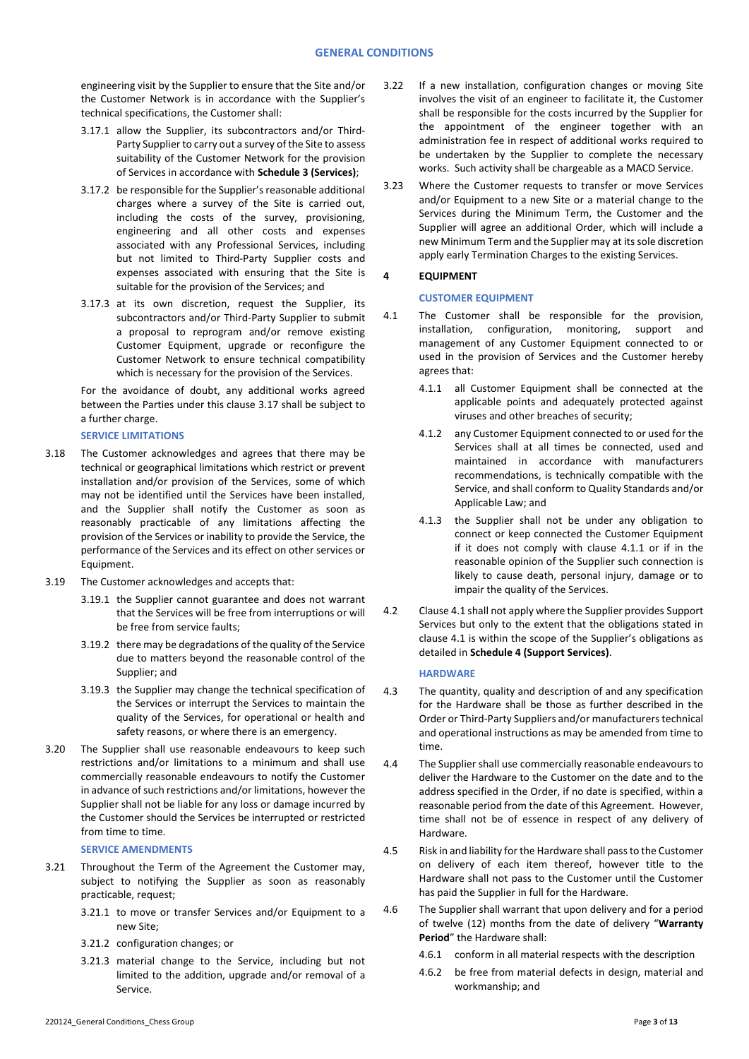engineering visit by the Supplier to ensure that the Site and/or the Customer Network is in accordance with the Supplier's technical specifications, the Customer shall:

3.17.1 allow the Supplier, its subcontractors and/or Third-Party Supplier to carry out a survey of the Site to assess suitability of the Customer Network for the provision of Services in accordance with **Schedule 3 (Services)**;

3.17.2 be responsible for the Supplier's reasonable additional charges where a survey of the Site is carried out, including the costs of the survey, provisioning, engineering and all other costs and expenses associated with any Professional Services, including but not limited to Third-Party Supplier costs and expenses associated with ensuring that the Site is suitable for the provision of the Services; and

3.17.3 at its own discretion, request the Supplier, its subcontractors and/or Third-Party Supplier to submit a proposal to reprogram and/or remove existing Customer Equipment, upgrade or reconfigure the Customer Network to ensure technical compatibility which is necessary for the provision of the Services.

For the avoidance of doubt, any additional works agreed between the Parties under this clause 3.17 shall be subject to a further charge.

**SERVICE LIMITATIONS**

3.18 The Customer acknowledges and agrees that there may be technical or geographical limitations which restrict or prevent installation and/or provision of the Services, some of which may not be identified until the Services have been installed, and the Supplier shall notify the Customer as soon as reasonably practicable of any limitations affecting the provision of the Services or inability to provide the Service, the performance of the Services and its effect on other services or Equipment.

3.19 The Customer acknowledges and accepts that:

3.19.1 the Supplier cannot guarantee and does not warrant that the Services will be free from interruptions or will be free from service faults;

3.19.2 there may be degradations of the quality of the Service due to matters beyond the reasonable control of the Supplier; and

3.19.3 the Supplier may change the technical specification of the Services or interrupt the Services to maintain the quality of the Services, for operational or health and safety reasons, or where there is an emergency.

3.20 The Supplier shall use reasonable endeavours to keep such restrictions and/or limitations to a minimum and shall use commercially reasonable endeavours to notify the Customer in advance of such restrictions and/or limitations, however the Supplier shall not be liable for any loss or damage incurred by the Customer should the Services be interrupted or restricted from time to time.

**SERVICE AMENDMENTS**

3.21 Throughout the Term of the Agreement the Customer may, subject to notifying the Supplier as soon as reasonably practicable, request;

3.21.1 to move or transfer Services and/or Equipment to a new Site;

3.21.2 configuration changes; or

3.21.3 material change to the Service, including but not limited to the addition, upgrade and/or removal of a Service.

3.22 If a new installation, configuration changes or moving Site involves the visit of an engineer to facilitate it, the Customer shall be responsible for the costs incurred by the Supplier for the appointment of the engineer together with an administration fee in respect of additional works required to be undertaken by the Supplier to complete the necessary works. Such activity shall be chargeable as a MACD Service.

3.23 Where the Customer requests to transfer or move Services and/or Equipment to a new Site or a material change to the Services during the Minimum Term, the Customer and the Supplier will agree an additional Order, which will include a new Minimum Term and the Supplier may at its sole discretion apply early Termination Charges to the existing Services.

## 4 EQUIPMENT

**CUSTOMER EQUIPMENT**

4.1 The Customer shall be responsible for the provision, installation, configuration, monitoring, support and management of any Customer Equipment connected to or used in the provision of Services and the Customer hereby agrees that:

4.1.1 all Customer Equipment shall be connected at the applicable points and adequately protected against viruses and other breaches of security;

4.1.2 any Customer Equipment connected to or used for the Services shall at all times be connected, used and maintained in accordance with manufacturers recommendations, is technically compatible with the Service, and shall conform to Quality Standards and/or Applicable Law; and

4.1.3 the Supplier shall not be under any obligation to connect or keep connected the Customer Equipment if it does not comply with clause 4.1.1 or if in the reasonable opinion of the Supplier such connection is likely to cause death, personal injury, damage or to impair the quality of the Services.

4.2 Clause 4.1 shall not apply where the Supplier provides Support Services but only to the extent that the obligations stated in clause 4.1 is within the scope of the Supplier's obligations as detailed in **Schedule 4 (Support Services)**.

**HARDWARE**

4.3 The quantity, quality and description of and any specification for the Hardware shall be those as further described in the Order or Third-Party Suppliers and/or manufacturers technical and operational instructions as may be amended from time to time.

4.4 The Supplier shall use commercially reasonable endeavours to deliver the Hardware to the Customer on the date and to the address specified in the Order, if no date is specified, within a reasonable period from the date of this Agreement. However, time shall not be of essence in respect of any delivery of Hardware.

4.5 Risk in and liability for the Hardware shall pass to the Customer on delivery of each item thereof, however title to the Hardware shall not pass to the Customer until the Customer has paid the Supplier in full for the Hardware.

4.6 The Supplier shall warrant that upon delivery and for a period of twelve (12) months from the date of delivery "**Warranty Period**" the Hardware shall:

4.6.1 conform in all material respects with the description

4.6.2 be free from material defects in design, material and workmanship; and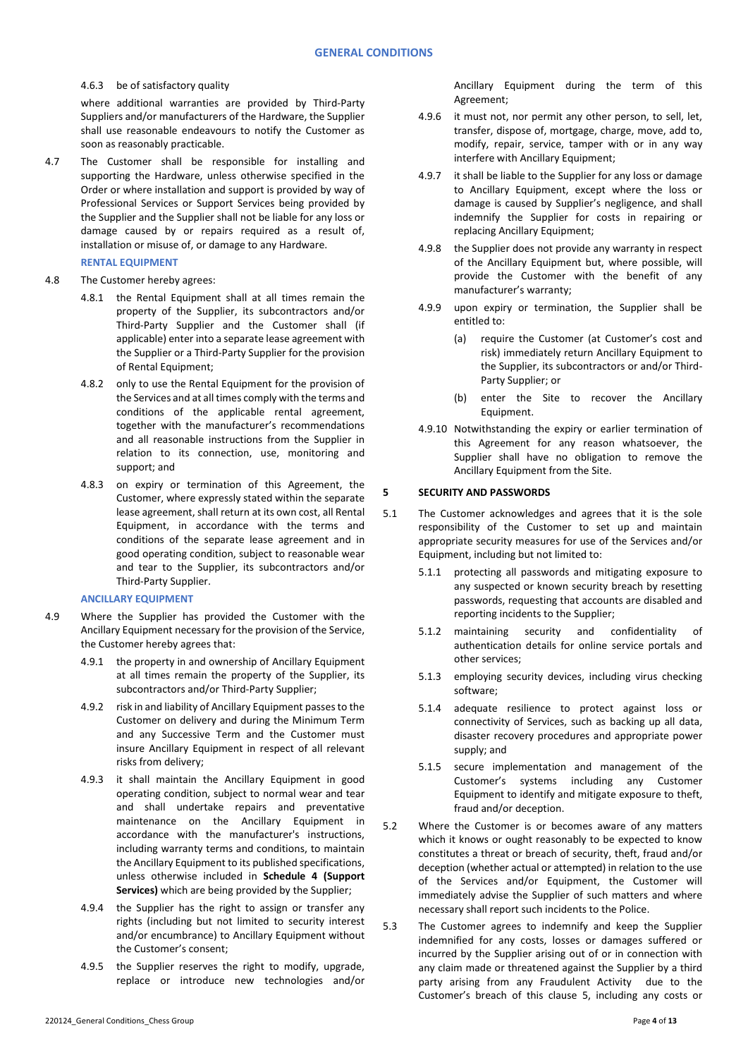4.6.3 be of satisfactory quality

where additional warranties are provided by Third-Party Suppliers and/or manufacturers of the Hardware, the Supplier shall use reasonable endeavours to notify the Customer as soon as reasonably practicable.

4.7 The Customer shall be responsible for installing and supporting the Hardware, unless otherwise specified in the Order or where installation and support is provided by way of Professional Services or Support Services being provided by the Supplier and the Supplier shall not be liable for any loss or damage caused by or repairs required as a result of, installation or misuse of, or damage to any Hardware.

### RENTAL EQUIPMENT

4.8 The Customer hereby agrees:

4.8.1 the Rental Equipment shall at all times remain the property of the Supplier, its subcontractors and/or Third-Party Supplier and the Customer shall (if applicable) enter into a separate lease agreement with the Supplier or a Third-Party Supplier for the provision of Rental Equipment;

4.8.2 only to use the Rental Equipment for the provision of the Services and at all times comply with the terms and conditions of the applicable rental agreement, together with the manufacturer's recommendations and all reasonable instructions from the Supplier in relation to its connection, use, monitoring and support; and

4.8.3 on expiry or termination of this Agreement, the Customer, where expressly stated within the separate lease agreement, shall return at its own cost, all Rental Equipment, in accordance with the terms and conditions of the separate lease agreement and in good operating condition, subject to reasonable wear and tear to the Supplier, its subcontractors and/or Third-Party Supplier.

### ANCILLARY EQUIPMENT

4.9 Where the Supplier has provided the Customer with the Ancillary Equipment necessary for the provision of the Service, the Customer hereby agrees that:

4.9.1 the property in and ownership of Ancillary Equipment at all times remain the property of the Supplier, its subcontractors and/or Third-Party Supplier;

4.9.2 risk in and liability of Ancillary Equipment passes to the Customer on delivery and during the Minimum Term and any Successive Term and the Customer must insure Ancillary Equipment in respect of all relevant risks from delivery;

4.9.3 it shall maintain the Ancillary Equipment in good operating condition, subject to normal wear and tear and shall undertake repairs and preventative maintenance on the Ancillary Equipment in accordance with the manufacturer's instructions, including warranty terms and conditions, to maintain the Ancillary Equipment to its published specifications, unless otherwise included in **Schedule 4 (Support Services)** which are being provided by the Supplier;

4.9.4 the Supplier has the right to assign or transfer any rights (including but not limited to security interest and/or encumbrance) to Ancillary Equipment without the Customer's consent;

4.9.5 the Supplier reserves the right to modify, upgrade, replace or introduce new technologies and/or Ancillary Equipment during the term of this Agreement;

4.9.6 it must not, nor permit any other person, to sell, let, transfer, dispose of, mortgage, charge, move, add to, modify, repair, service, tamper with or in any way interfere with Ancillary Equipment;

4.9.7 it shall be liable to the Supplier for any loss or damage to Ancillary Equipment, except where the loss or damage is caused by Supplier's negligence, and shall indemnify the Supplier for costs in repairing or replacing Ancillary Equipment;

4.9.8 the Supplier does not provide any warranty in respect of the Ancillary Equipment but, where possible, will provide the Customer with the benefit of any manufacturer's warranty;

4.9.9 upon expiry or termination, the Supplier shall be entitled to:

(a) require the Customer (at Customer's cost and risk) immediately return Ancillary Equipment to the Supplier, its subcontractors or and/or Third-Party Supplier; or

(b) enter the Site to recover the Ancillary Equipment.

4.9.10 Notwithstanding the expiry or earlier termination of this Agreement for any reason whatsoever, the Supplier shall have no obligation to remove the Ancillary Equipment from the Site.

## 5 SECURITY AND PASSWORDS

5.1 The Customer acknowledges and agrees that it is the sole responsibility of the Customer to set up and maintain appropriate security measures for use of the Services and/or Equipment, including but not limited to:

5.1.1 protecting all passwords and mitigating exposure to any suspected or known security breach by resetting passwords, requesting that accounts are disabled and reporting incidents to the Supplier;

5.1.2 maintaining security and confidentiality of authentication details for online service portals and other services;

5.1.3 employing security devices, including virus checking software;

5.1.4 adequate resilience to protect against loss or connectivity of Services, such as backing up all data, disaster recovery procedures and appropriate power supply; and

5.1.5 secure implementation and management of the Customer's systems including any Customer Equipment to identify and mitigate exposure to theft, fraud and/or deception.

5.2 Where the Customer is or becomes aware of any matters which it knows or ought reasonably to be expected to know constitutes a threat or breach of security, theft, fraud and/or deception (whether actual or attempted) in relation to the use of the Services and/or Equipment, the Customer will immediately advise the Supplier of such matters and where necessary shall report such incidents to the Police.

5.3 The Customer agrees to indemnify and keep the Supplier indemnified for any costs, losses or damages suffered or incurred by the Supplier arising out of or in connection with any claim made or threatened against the Supplier by a third party arising from any Fraudulent Activity due to the Customer's breach of this clause 5, including any costs or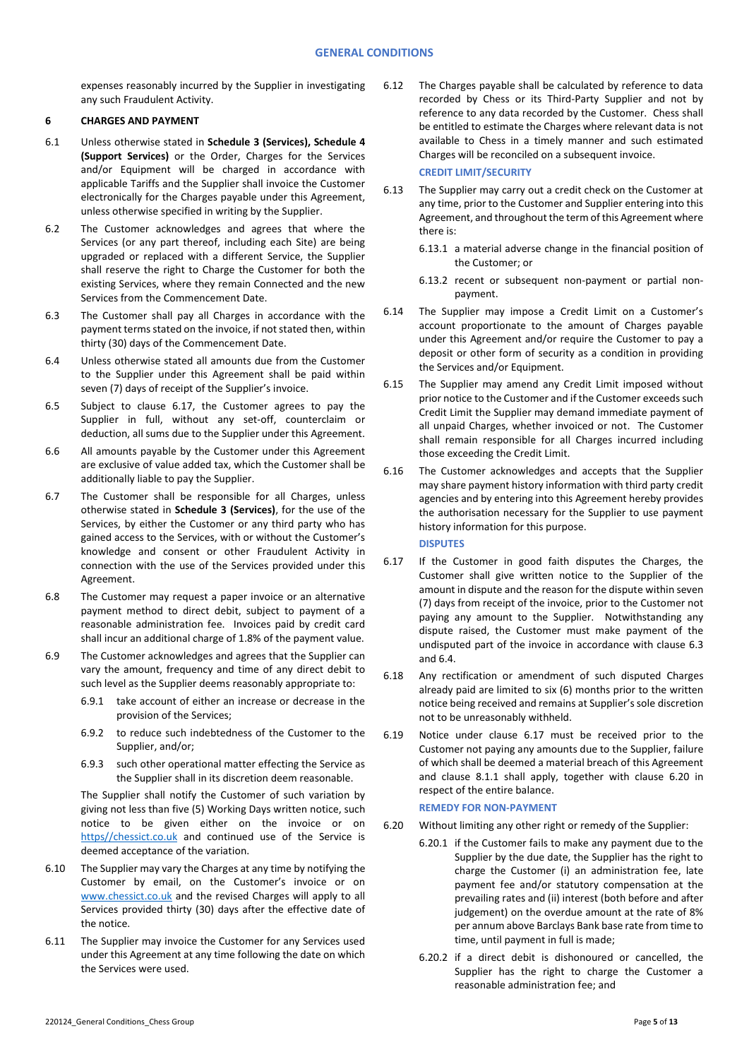expenses reasonably incurred by the Supplier in investigating any such Fraudulent Activity.

## 6 CHARGES AND PAYMENT

6.1 Unless otherwise stated in **Schedule 3 (Services), Schedule 4 (Support Services)** or the Order, Charges for the Services and/or Equipment will be charged in accordance with applicable Tariffs and the Supplier shall invoice the Customer electronically for the Charges payable under this Agreement, unless otherwise specified in writing by the Supplier.

6.2 The Customer acknowledges and agrees that where the Services (or any part thereof, including each Site) are being upgraded or replaced with a different Service, the Supplier shall reserve the right to Charge the Customer for both the existing Services, where they remain Connected and the new Services from the Commencement Date.

6.3 The Customer shall pay all Charges in accordance with the payment terms stated on the invoice, if not stated then, within thirty (30) days of the Commencement Date.

6.4 Unless otherwise stated all amounts due from the Customer to the Supplier under this Agreement shall be paid within seven (7) days of receipt of the Supplier's invoice.

6.5 Subject to clause 6.17, the Customer agrees to pay the Supplier in full, without any set-off, counterclaim or deduction, all sums due to the Supplier under this Agreement.

6.6 All amounts payable by the Customer under this Agreement are exclusive of value added tax, which the Customer shall be additionally liable to pay the Supplier.

6.7 The Customer shall be responsible for all Charges, unless otherwise stated in **Schedule 3 (Services)**, for the use of the Services, by either the Customer or any third party who has gained access to the Services, with or without the Customer's knowledge and consent or other Fraudulent Activity in connection with the use of the Services provided under this Agreement.

6.8 The Customer may request a paper invoice or an alternative payment method to direct debit, subject to payment of a reasonable administration fee. Invoices paid by credit card shall incur an additional charge of 1.8% of the payment value.

6.9 The Customer acknowledges and agrees that the Supplier can vary the amount, frequency and time of any direct debit to such level as the Supplier deems reasonably appropriate to:

6.9.1 take account of either an increase or decrease in the provision of the Services;

6.9.2 to reduce such indebtedness of the Customer to the Supplier, and/or;

6.9.3 such other operational matter effecting the Service as the Supplier shall in its discretion deem reasonable.

The Supplier shall notify the Customer of such variation by giving not less than five (5) Working Days written notice, such notice to be given either on the invoice or on https//chessict.co.uk and continued use of the Service is deemed acceptance of the variation.

6.10 The Supplier may vary the Charges at any time by notifying the Customer by email, on the Customer's invoice or on www.chessict.co.uk and the revised Charges will apply to all Services provided thirty (30) days after the effective date of the notice.

6.11 The Supplier may invoice the Customer for any Services used under this Agreement at any time following the date on which the Services were used.

6.12 The Charges payable shall be calculated by reference to data recorded by Chess or its Third-Party Supplier and not by reference to any data recorded by the Customer. Chess shall be entitled to estimate the Charges where relevant data is not available to Chess in a timely manner and such estimated Charges will be reconciled on a subsequent invoice.

### CREDIT LIMIT/SECURITY

6.13 The Supplier may carry out a credit check on the Customer at any time, prior to the Customer and Supplier entering into this Agreement, and throughout the term of this Agreement where there is:

6.13.1 a material adverse change in the financial position of the Customer; or

6.13.2 recent or subsequent non-payment or partial non-payment.

6.14 The Supplier may impose a Credit Limit on a Customer's account proportionate to the amount of Charges payable under this Agreement and/or require the Customer to pay a deposit or other form of security as a condition in providing the Services and/or Equipment.

6.15 The Supplier may amend any Credit Limit imposed without prior notice to the Customer and if the Customer exceeds such Credit Limit the Supplier may demand immediate payment of all unpaid Charges, whether invoiced or not. The Customer shall remain responsible for all Charges incurred including those exceeding the Credit Limit.

6.16 The Customer acknowledges and accepts that the Supplier may share payment history information with third party credit agencies and by entering into this Agreement hereby provides the authorisation necessary for the Supplier to use payment history information for this purpose.

### DISPUTES

6.17 If the Customer in good faith disputes the Charges, the Customer shall give written notice to the Supplier of the amount in dispute and the reason for the dispute within seven (7) days from receipt of the invoice, prior to the Customer not paying any amount to the Supplier. Notwithstanding any dispute raised, the Customer must make payment of the undisputed part of the invoice in accordance with clause 6.3 and 6.4.

6.18 Any rectification or amendment of such disputed Charges already paid are limited to six (6) months prior to the written notice being received and remains at Supplier's sole discretion not to be unreasonably withheld.

6.19 Notice under clause 6.17 must be received prior to the Customer not paying any amounts due to the Supplier, failure of which shall be deemed a material breach of this Agreement and clause 8.1.1 shall apply, together with clause 6.20 in respect of the entire balance.

### REMEDY FOR NON-PAYMENT

6.20 Without limiting any other right or remedy of the Supplier:

6.20.1 if the Customer fails to make any payment due to the Supplier by the due date, the Supplier has the right to charge the Customer (i) an administration fee, late payment fee and/or statutory compensation at the prevailing rates and (ii) interest (both before and after judgement) on the overdue amount at the rate of 8% per annum above Barclays Bank base rate from time to time, until payment in full is made;

6.20.2 if a direct debit is dishonoured or cancelled, the Supplier has the right to charge the Customer a reasonable administration fee; and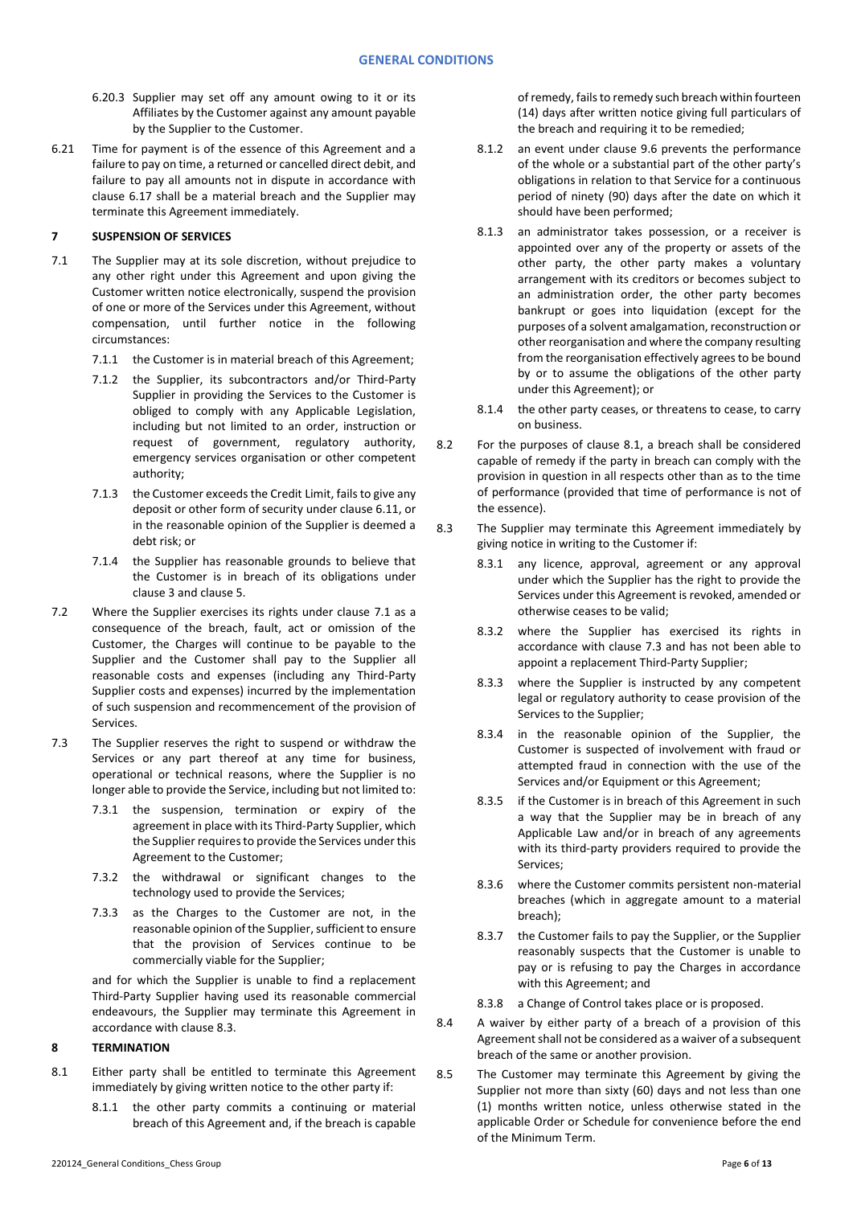6.20.3 Supplier may set off any amount owing to it or its Affiliates by the Customer against any amount payable by the Supplier to the Customer.

6.21 Time for payment is of the essence of this Agreement and a failure to pay on time, a returned or cancelled direct debit, and failure to pay all amounts not in dispute in accordance with clause 6.17 shall be a material breach and the Supplier may terminate this Agreement immediately.

## 7 SUSPENSION OF SERVICES

7.1 The Supplier may at its sole discretion, without prejudice to any other right under this Agreement and upon giving the Customer written notice electronically, suspend the provision of one or more of the Services under this Agreement, without compensation, until further notice in the following circumstances:

7.1.1 the Customer is in material breach of this Agreement;

7.1.2 the Supplier, its subcontractors and/or Third-Party Supplier in providing the Services to the Customer is obliged to comply with any Applicable Legislation, including but not limited to an order, instruction or request of government, regulatory authority, emergency services organisation or other competent authority;

7.1.3 the Customer exceeds the Credit Limit, fails to give any deposit or other form of security under clause 6.11, or in the reasonable opinion of the Supplier is deemed a debt risk; or

7.1.4 the Supplier has reasonable grounds to believe that the Customer is in breach of its obligations under clause 3 and clause 5.

7.2 Where the Supplier exercises its rights under clause 7.1 as a consequence of the breach, fault, act or omission of the Customer, the Charges will continue to be payable to the Supplier and the Customer shall pay to the Supplier all reasonable costs and expenses (including any Third-Party Supplier costs and expenses) incurred by the implementation of such suspension and recommencement of the provision of Services.

7.3 The Supplier reserves the right to suspend or withdraw the Services or any part thereof at any time for business, operational or technical reasons, where the Supplier is no longer able to provide the Service, including but not limited to:

7.3.1 the suspension, termination or expiry of the agreement in place with its Third-Party Supplier, which the Supplier requires to provide the Services under this Agreement to the Customer;

7.3.2 the withdrawal or significant changes to the technology used to provide the Services;

7.3.3 as the Charges to the Customer are not, in the reasonable opinion of the Supplier, sufficient to ensure that the provision of Services continue to be commercially viable for the Supplier;

and for which the Supplier is unable to find a replacement Third-Party Supplier having used its reasonable commercial endeavours, the Supplier may terminate this Agreement in accordance with clause 8.3.

## 8 TERMINATION

8.1 Either party shall be entitled to terminate this Agreement immediately by giving written notice to the other party if:

8.1.1 the other party commits a continuing or material breach of this Agreement and, if the breach is capable of remedy, fails to remedy such breach within fourteen (14) days after written notice giving full particulars of the breach and requiring it to be remedied;

8.1.2 an event under clause 9.6 prevents the performance of the whole or a substantial part of the other party's obligations in relation to that Service for a continuous period of ninety (90) days after the date on which it should have been performed;

8.1.3 an administrator takes possession, or a receiver is appointed over any of the property or assets of the other party, the other party makes a voluntary arrangement with its creditors or becomes subject to an administration order, the other party becomes bankrupt or goes into liquidation (except for the purposes of a solvent amalgamation, reconstruction or other reorganisation and where the company resulting from the reorganisation effectively agrees to be bound by or to assume the obligations of the other party under this Agreement); or

8.1.4 the other party ceases, or threatens to cease, to carry on business.

8.2 For the purposes of clause 8.1, a breach shall be considered capable of remedy if the party in breach can comply with the provision in question in all respects other than as to the time of performance (provided that time of performance is not of the essence).

8.3 The Supplier may terminate this Agreement immediately by giving notice in writing to the Customer if:

8.3.1 any licence, approval, agreement or any approval under which the Supplier has the right to provide the Services under this Agreement is revoked, amended or otherwise ceases to be valid;

8.3.2 where the Supplier has exercised its rights in accordance with clause 7.3 and has not been able to appoint a replacement Third-Party Supplier;

8.3.3 where the Supplier is instructed by any competent legal or regulatory authority to cease provision of the Services to the Supplier;

8.3.4 in the reasonable opinion of the Supplier, the Customer is suspected of involvement with fraud or attempted fraud in connection with the use of the Services and/or Equipment or this Agreement;

8.3.5 if the Customer is in breach of this Agreement in such a way that the Supplier may be in breach of any Applicable Law and/or in breach of any agreements with its third-party providers required to provide the Services;

8.3.6 where the Customer commits persistent non-material breaches (which in aggregate amount to a material breach);

8.3.7 the Customer fails to pay the Supplier, or the Supplier reasonably suspects that the Customer is unable to pay or is refusing to pay the Charges in accordance with this Agreement; and

8.3.8 a Change of Control takes place or is proposed.

8.4 A waiver by either party of a breach of a provision of this Agreement shall not be considered as a waiver of a subsequent breach of the same or another provision.

8.5 The Customer may terminate this Agreement by giving the Supplier not more than sixty (60) days and not less than one (1) months written notice, unless otherwise stated in the applicable Order or Schedule for convenience before the end of the Minimum Term.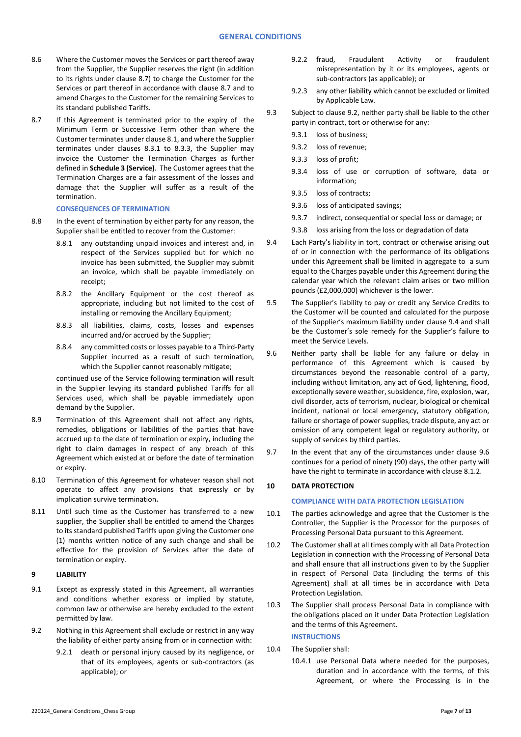8.6 Where the Customer moves the Services or part thereof away from the Supplier, the Supplier reserves the right (in addition to its rights under clause 8.7) to charge the Customer for the Services or part thereof in accordance with clause 8.7 and to amend Charges to the Customer for the remaining Services to its standard published Tariffs.

8.7 If this Agreement is terminated prior to the expiry of the Minimum Term or Successive Term other than where the Customer terminates under clause 8.1, and where the Supplier terminates under clauses 8.3.1 to 8.3.3, the Supplier may invoice the Customer the Termination Charges as further defined in **Schedule 3 (Service)**. The Customer agrees that the Termination Charges are a fair assessment of the losses and damage that the Supplier will suffer as a result of the termination.

### CONSEQUENCES OF TERMINATION

8.8 In the event of termination by either party for any reason, the Supplier shall be entitled to recover from the Customer:

8.8.1 any outstanding unpaid invoices and interest and, in respect of the Services supplied but for which no invoice has been submitted, the Supplier may submit an invoice, which shall be payable immediately on receipt;

8.8.2 the Ancillary Equipment or the cost thereof as appropriate, including but not limited to the cost of installing or removing the Ancillary Equipment;

8.8.3 all liabilities, claims, costs, losses and expenses incurred and/or accrued by the Supplier;

8.8.4 any committed costs or losses payable to a Third-Party Supplier incurred as a result of such termination, which the Supplier cannot reasonably mitigate;

continued use of the Service following termination will result in the Supplier levying its standard published Tariffs for all Services used, which shall be payable immediately upon demand by the Supplier.

8.9 Termination of this Agreement shall not affect any rights, remedies, obligations or liabilities of the parties that have accrued up to the date of termination or expiry, including the right to claim damages in respect of any breach of this Agreement which existed at or before the date of termination or expiry.

8.10 Termination of this Agreement for whatever reason shall not operate to affect any provisions that expressly or by implication survive termination**.**

8.11 Until such time as the Customer has transferred to a new supplier, the Supplier shall be entitled to amend the Charges to its standard published Tariffs upon giving the Customer one (1) months written notice of any such change and shall be effective for the provision of Services after the date of termination or expiry.

## 9 LIABILITY

9.1 Except as expressly stated in this Agreement, all warranties and conditions whether express or implied by statute, common law or otherwise are hereby excluded to the extent permitted by law.

9.2 Nothing in this Agreement shall exclude or restrict in any way the liability of either party arising from or in connection with:

9.2.1 death or personal injury caused by its negligence, or that of its employees, agents or sub-contractors (as applicable); or

9.2.2 fraud, Fraudulent Activity or fraudulent misrepresentation by it or its employees, agents or sub-contractors (as applicable); or

9.2.3 any other liability which cannot be excluded or limited by Applicable Law.

9.3 Subject to clause 9.2, neither party shall be liable to the other party in contract, tort or otherwise for any:

9.3.1 loss of business;

9.3.2 loss of revenue;

9.3.3 loss of profit;

9.3.4 loss of use or corruption of software, data or information;

9.3.5 loss of contracts;

9.3.6 loss of anticipated savings;

9.3.7 indirect, consequential or special loss or damage; or

9.3.8 loss arising from the loss or degradation of data

9.4 Each Party's liability in tort, contract or otherwise arising out of or in connection with the performance of its obligations under this Agreement shall be limited in aggregate to a sum equal to the Charges payable under this Agreement during the calendar year which the relevant claim arises or two million pounds (£2,000,000) whichever is the lower.

9.5 The Supplier's liability to pay or credit any Service Credits to the Customer will be counted and calculated for the purpose of the Supplier's maximum liability under clause 9.4 and shall be the Customer's sole remedy for the Supplier's failure to meet the Service Levels.

9.6 Neither party shall be liable for any failure or delay in performance of this Agreement which is caused by circumstances beyond the reasonable control of a party, including without limitation, any act of God, lightening, flood, exceptionally severe weather, subsidence, fire, explosion, war, civil disorder, acts of terrorism, nuclear, biological or chemical incident, national or local emergency, statutory obligation, failure or shortage of power supplies, trade dispute, any act or omission of any competent legal or regulatory authority, or supply of services by third parties.

9.7 In the event that any of the circumstances under clause 9.6 continues for a period of ninety (90) days, the other party will have the right to terminate in accordance with clause 8.1.2.

## 10 DATA PROTECTION

### COMPLIANCE WITH DATA PROTECTION LEGISLATION

10.1 The parties acknowledge and agree that the Customer is the Controller, the Supplier is the Processor for the purposes of Processing Personal Data pursuant to this Agreement.

10.2 The Customer shall at all times comply with all Data Protection Legislation in connection with the Processing of Personal Data and shall ensure that all instructions given to by the Supplier in respect of Personal Data (including the terms of this Agreement) shall at all times be in accordance with Data Protection Legislation.

10.3 The Supplier shall process Personal Data in compliance with the obligations placed on it under Data Protection Legislation and the terms of this Agreement.

### INSTRUCTIONS

10.4 The Supplier shall:

10.4.1 use Personal Data where needed for the purposes, duration and in accordance with the terms, of this Agreement, or where the Processing is in the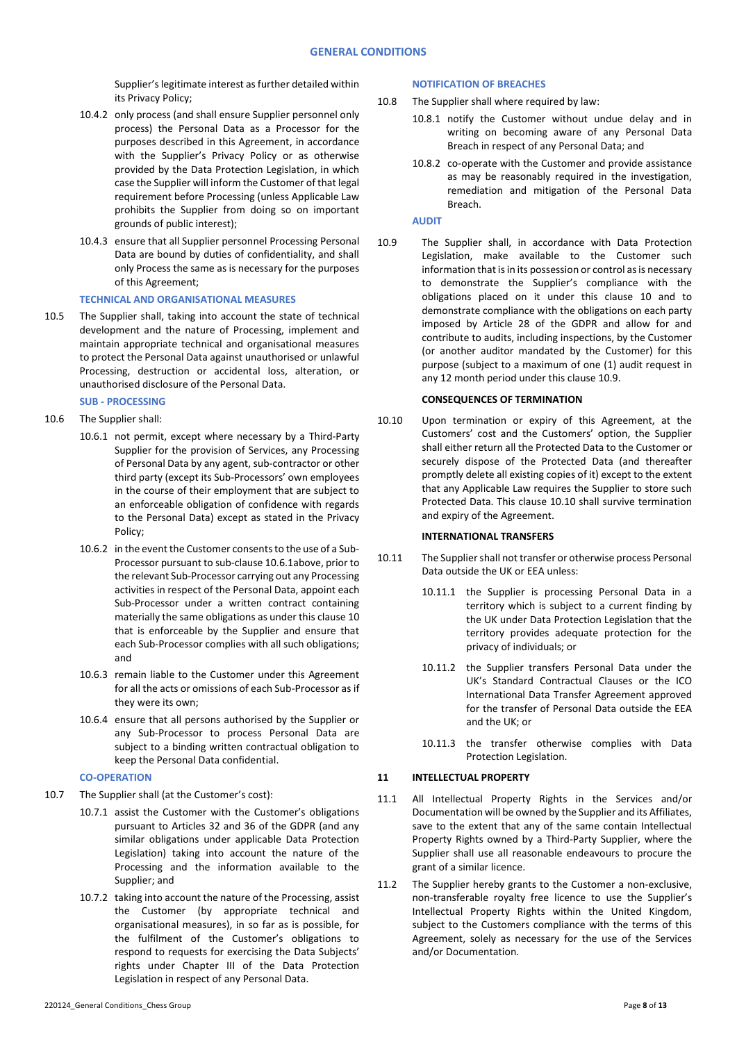Supplier's legitimate interest as further detailed within its Privacy Policy;

10.4.2 only process (and shall ensure Supplier personnel only process) the Personal Data as a Processor for the purposes described in this Agreement, in accordance with the Supplier's Privacy Policy or as otherwise provided by the Data Protection Legislation, in which case the Supplier will inform the Customer of that legal requirement before Processing (unless Applicable Law prohibits the Supplier from doing so on important grounds of public interest);

10.4.3 ensure that all Supplier personnel Processing Personal Data are bound by duties of confidentiality, and shall only Process the same as is necessary for the purposes of this Agreement;

**TECHNICAL AND ORGANISATIONAL MEASURES**

10.5 The Supplier shall, taking into account the state of technical development and the nature of Processing, implement and maintain appropriate technical and organisational measures to protect the Personal Data against unauthorised or unlawful Processing, destruction or accidental loss, alteration, or unauthorised disclosure of the Personal Data.

**SUB - PROCESSING**

10.6 The Supplier shall:

10.6.1 not permit, except where necessary by a Third-Party Supplier for the provision of Services, any Processing of Personal Data by any agent, sub-contractor or other third party (except its Sub-Processors' own employees in the course of their employment that are subject to an enforceable obligation of confidence with regards to the Personal Data) except as stated in the Privacy Policy;

10.6.2 in the event the Customer consents to the use of a Sub-Processor pursuant to sub-clause 10.6.1above, prior to the relevant Sub-Processor carrying out any Processing activities in respect of the Personal Data, appoint each Sub-Processor under a written contract containing materially the same obligations as under this clause 10 that is enforceable by the Supplier and ensure that each Sub-Processor complies with all such obligations; and

10.6.3 remain liable to the Customer under this Agreement for all the acts or omissions of each Sub-Processor as if they were its own;

10.6.4 ensure that all persons authorised by the Supplier or any Sub-Processor to process Personal Data are subject to a binding written contractual obligation to keep the Personal Data confidential.

**CO-OPERATION**

10.7 The Supplier shall (at the Customer's cost):

10.7.1 assist the Customer with the Customer's obligations pursuant to Articles 32 and 36 of the GDPR (and any similar obligations under applicable Data Protection Legislation) taking into account the nature of the Processing and the information available to the Supplier; and

10.7.2 taking into account the nature of the Processing, assist the Customer (by appropriate technical and organisational measures), in so far as is possible, for the fulfilment of the Customer's obligations to respond to requests for exercising the Data Subjects' rights under Chapter III of the Data Protection Legislation in respect of any Personal Data.

**NOTIFICATION OF BREACHES**

10.8 The Supplier shall where required by law:

10.8.1 notify the Customer without undue delay and in writing on becoming aware of any Personal Data Breach in respect of any Personal Data; and

10.8.2 co-operate with the Customer and provide assistance as may be reasonably required in the investigation, remediation and mitigation of the Personal Data Breach.

**AUDIT**

10.9 The Supplier shall, in accordance with Data Protection Legislation, make available to the Customer such information that is in its possession or control as is necessary to demonstrate the Supplier's compliance with the obligations placed on it under this clause 10 and to demonstrate compliance with the obligations on each party imposed by Article 28 of the GDPR and allow for and contribute to audits, including inspections, by the Customer (or another auditor mandated by the Customer) for this purpose (subject to a maximum of one (1) audit request in any 12 month period under this clause 10.9.

**CONSEQUENCES OF TERMINATION**

10.10 Upon termination or expiry of this Agreement, at the Customers' cost and the Customers' option, the Supplier shall either return all the Protected Data to the Customer or securely dispose of the Protected Data (and thereafter promptly delete all existing copies of it) except to the extent that any Applicable Law requires the Supplier to store such Protected Data. This clause 10.10 shall survive termination and expiry of the Agreement.

**INTERNATIONAL TRANSFERS**

10.11 The Supplier shall not transfer or otherwise process Personal Data outside the UK or EEA unless:

10.11.1 the Supplier is processing Personal Data in a territory which is subject to a current finding by the UK under Data Protection Legislation that the territory provides adequate protection for the privacy of individuals; or

10.11.2 the Supplier transfers Personal Data under the UK's Standard Contractual Clauses or the ICO International Data Transfer Agreement approved for the transfer of Personal Data outside the EEA and the UK; or

10.11.3 the transfer otherwise complies with Data Protection Legislation.

## 11 INTELLECTUAL PROPERTY

11.1 All Intellectual Property Rights in the Services and/or Documentation will be owned by the Supplier and its Affiliates, save to the extent that any of the same contain Intellectual Property Rights owned by a Third-Party Supplier, where the Supplier shall use all reasonable endeavours to procure the grant of a similar licence.

11.2 The Supplier hereby grants to the Customer a non-exclusive, non-transferable royalty free licence to use the Supplier's Intellectual Property Rights within the United Kingdom, subject to the Customers compliance with the terms of this Agreement, solely as necessary for the use of the Services and/or Documentation.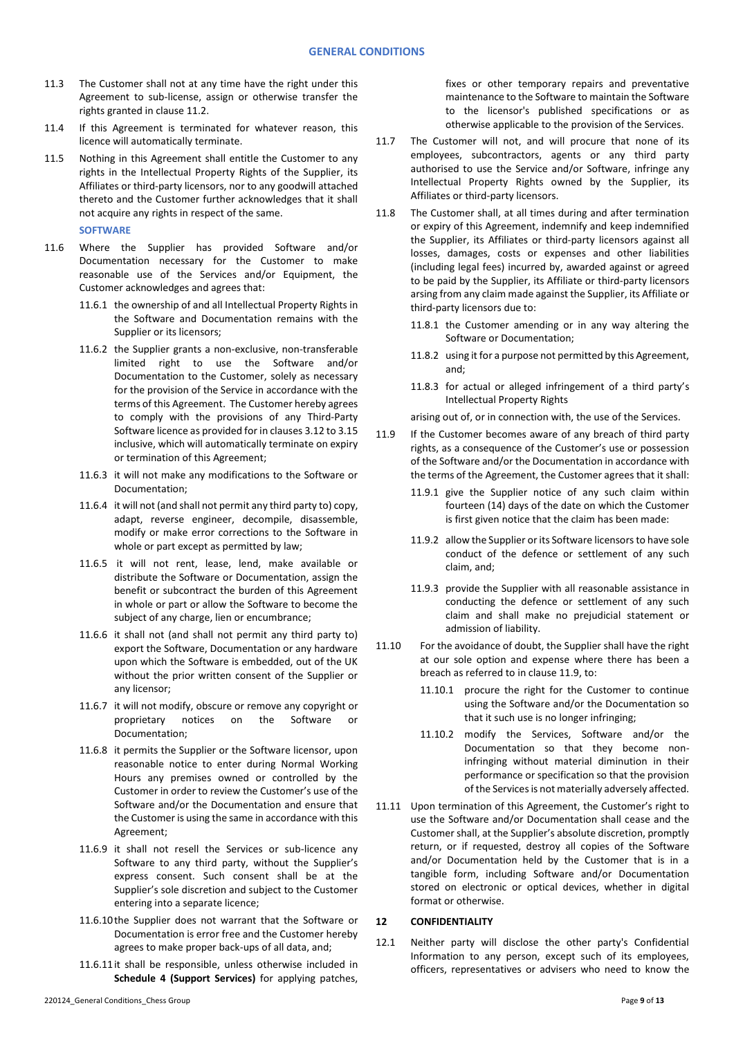11.3 The Customer shall not at any time have the right under this Agreement to sub-license, assign or otherwise transfer the rights granted in clause 11.2.

11.4 If this Agreement is terminated for whatever reason, this licence will automatically terminate.

11.5 Nothing in this Agreement shall entitle the Customer to any rights in the Intellectual Property Rights of the Supplier, its Affiliates or third-party licensors, nor to any goodwill attached thereto and the Customer further acknowledges that it shall not acquire any rights in respect of the same.

**SOFTWARE**

11.6 Where the Supplier has provided Software and/or Documentation necessary for the Customer to make reasonable use of the Services and/or Equipment, the Customer acknowledges and agrees that:

11.6.1 the ownership of and all Intellectual Property Rights in the Software and Documentation remains with the Supplier or its licensors;

11.6.2 the Supplier grants a non-exclusive, non-transferable limited right to use the Software and/or Documentation to the Customer, solely as necessary for the provision of the Service in accordance with the terms of this Agreement. The Customer hereby agrees to comply with the provisions of any Third-Party Software licence as provided for in clauses 3.12 to 3.15 inclusive, which will automatically terminate on expiry or termination of this Agreement;

11.6.3 it will not make any modifications to the Software or Documentation;

11.6.4 it will not (and shall not permit any third party to) copy, adapt, reverse engineer, decompile, disassemble, modify or make error corrections to the Software in whole or part except as permitted by law;

11.6.5 it will not rent, lease, lend, make available or distribute the Software or Documentation, assign the benefit or subcontract the burden of this Agreement in whole or part or allow the Software to become the subject of any charge, lien or encumbrance;

11.6.6 it shall not (and shall not permit any third party to) export the Software, Documentation or any hardware upon which the Software is embedded, out of the UK without the prior written consent of the Supplier or any licensor;

11.6.7 it will not modify, obscure or remove any copyright or proprietary notices on the Software or Documentation;

11.6.8 it permits the Supplier or the Software licensor, upon reasonable notice to enter during Normal Working Hours any premises owned or controlled by the Customer in order to review the Customer's use of the Software and/or the Documentation and ensure that the Customer is using the same in accordance with this Agreement;

11.6.9 it shall not resell the Services or sub-licence any Software to any third party, without the Supplier's express consent. Such consent shall be at the Supplier's sole discretion and subject to the Customer entering into a separate licence;

11.6.10 the Supplier does not warrant that the Software or Documentation is error free and the Customer hereby agrees to make proper back-ups of all data, and;

11.6.11 it shall be responsible, unless otherwise included in **Schedule 4 (Support Services)** for applying patches, fixes or other temporary repairs and preventative maintenance to the Software to maintain the Software to the licensor's published specifications or as otherwise applicable to the provision of the Services.

11.7 The Customer will not, and will procure that none of its employees, subcontractors, agents or any third party authorised to use the Service and/or Software, infringe any Intellectual Property Rights owned by the Supplier, its Affiliates or third-party licensors.

11.8 The Customer shall, at all times during and after termination or expiry of this Agreement, indemnify and keep indemnified the Supplier, its Affiliates or third-party licensors against all losses, damages, costs or expenses and other liabilities (including legal fees) incurred by, awarded against or agreed to be paid by the Supplier, its Affiliate or third-party licensors arsing from any claim made against the Supplier, its Affiliate or third-party licensors due to:

11.8.1 the Customer amending or in any way altering the Software or Documentation;

11.8.2 using it for a purpose not permitted by this Agreement, and;

11.8.3 for actual or alleged infringement of a third party's Intellectual Property Rights

arising out of, or in connection with, the use of the Services.

11.9 If the Customer becomes aware of any breach of third party rights, as a consequence of the Customer's use or possession of the Software and/or the Documentation in accordance with the terms of the Agreement, the Customer agrees that it shall:

11.9.1 give the Supplier notice of any such claim within fourteen (14) days of the date on which the Customer is first given notice that the claim has been made:

11.9.2 allow the Supplier or its Software licensors to have sole conduct of the defence or settlement of any such claim, and;

11.9.3 provide the Supplier with all reasonable assistance in conducting the defence or settlement of any such claim and shall make no prejudicial statement or admission of liability.

11.10 For the avoidance of doubt, the Supplier shall have the right at our sole option and expense where there has been a breach as referred to in clause 11.9, to:

11.10.1 procure the right for the Customer to continue using the Software and/or the Documentation so that it such use is no longer infringing;

11.10.2 modify the Services, Software and/or the Documentation so that they become non-infringing without material diminution in their performance or specification so that the provision of the Services is not materially adversely affected.

11.11 Upon termination of this Agreement, the Customer's right to use the Software and/or Documentation shall cease and the Customer shall, at the Supplier's absolute discretion, promptly return, or if requested, destroy all copies of the Software and/or Documentation held by the Customer that is in a tangible form, including Software and/or Documentation stored on electronic or optical devices, whether in digital format or otherwise.

## 12 CONFIDENTIALITY

12.1 Neither party will disclose the other party's Confidential Information to any person, except such of its employees, officers, representatives or advisers who need to know the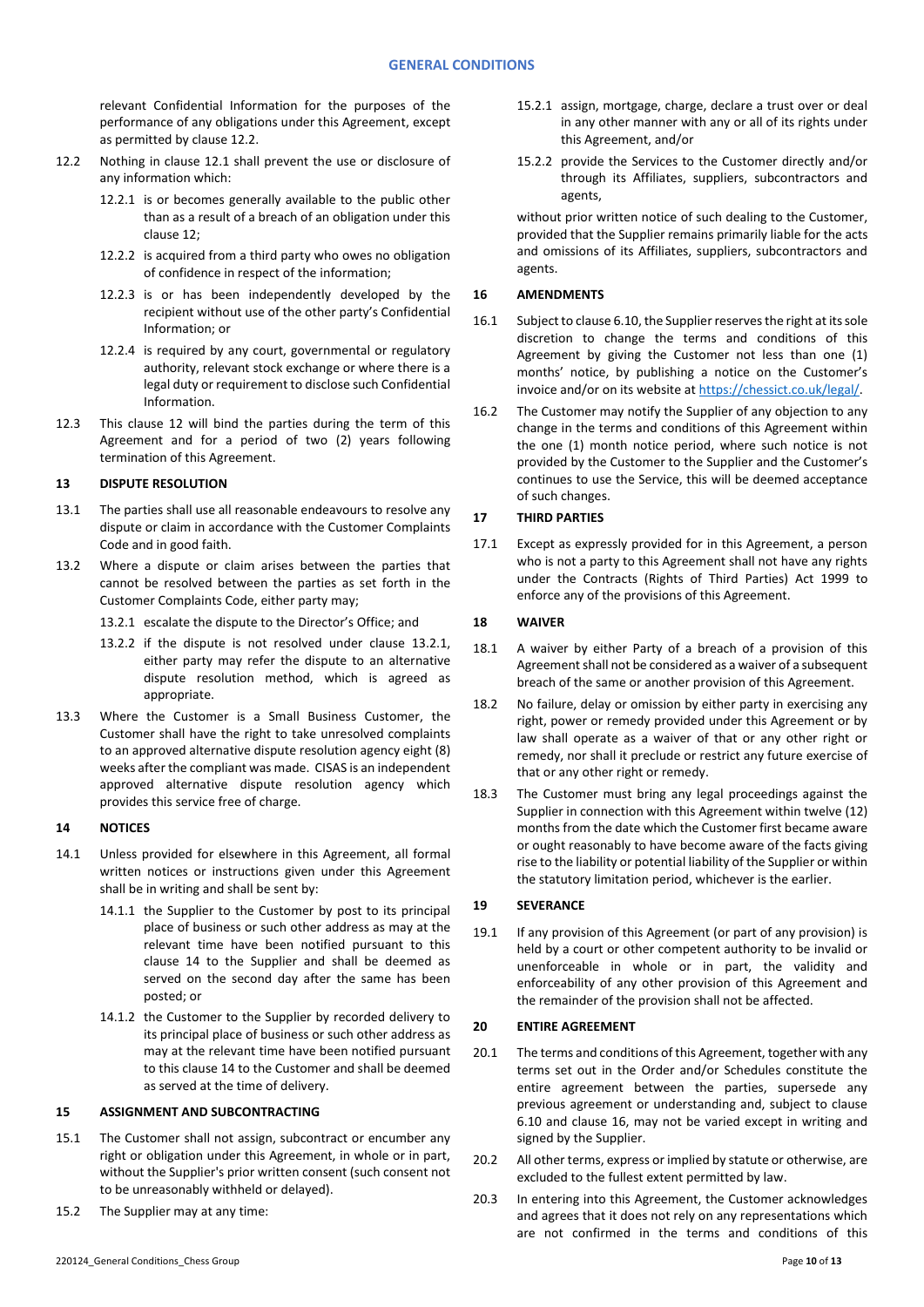relevant Confidential Information for the purposes of the performance of any obligations under this Agreement, except as permitted by clause 12.2.

12.2 Nothing in clause 12.1 shall prevent the use or disclosure of any information which:

12.2.1 is or becomes generally available to the public other than as a result of a breach of an obligation under this clause 12;

12.2.2 is acquired from a third party who owes no obligation of confidence in respect of the information;

12.2.3 is or has been independently developed by the recipient without use of the other party's Confidential Information; or

12.2.4 is required by any court, governmental or regulatory authority, relevant stock exchange or where there is a legal duty or requirement to disclose such Confidential Information.

12.3 This clause 12 will bind the parties during the term of this Agreement and for a period of two (2) years following termination of this Agreement.

## 13 DISPUTE RESOLUTION

13.1 The parties shall use all reasonable endeavours to resolve any dispute or claim in accordance with the Customer Complaints Code and in good faith.

13.2 Where a dispute or claim arises between the parties that cannot be resolved between the parties as set forth in the Customer Complaints Code, either party may;

13.2.1 escalate the dispute to the Director's Office; and

13.2.2 if the dispute is not resolved under clause 13.2.1, either party may refer the dispute to an alternative dispute resolution method, which is agreed as appropriate.

13.3 Where the Customer is a Small Business Customer, the Customer shall have the right to take unresolved complaints to an approved alternative dispute resolution agency eight (8) weeks after the compliant was made. CISAS is an independent approved alternative dispute resolution agency which provides this service free of charge.

## 14 NOTICES

14.1 Unless provided for elsewhere in this Agreement, all formal written notices or instructions given under this Agreement shall be in writing and shall be sent by:

14.1.1 the Supplier to the Customer by post to its principal place of business or such other address as may at the relevant time have been notified pursuant to this clause 14 to the Supplier and shall be deemed as served on the second day after the same has been posted; or

14.1.2 the Customer to the Supplier by recorded delivery to its principal place of business or such other address as may at the relevant time have been notified pursuant to this clause 14 to the Customer and shall be deemed as served at the time of delivery.

## 15 ASSIGNMENT AND SUBCONTRACTING

15.1 The Customer shall not assign, subcontract or encumber any right or obligation under this Agreement, in whole or in part, without the Supplier's prior written consent (such consent not to be unreasonably withheld or delayed).

15.2 The Supplier may at any time:

15.2.1 assign, mortgage, charge, declare a trust over or deal in any other manner with any or all of its rights under this Agreement, and/or

15.2.2 provide the Services to the Customer directly and/or through its Affiliates, suppliers, subcontractors and agents,

without prior written notice of such dealing to the Customer, provided that the Supplier remains primarily liable for the acts and omissions of its Affiliates, suppliers, subcontractors and agents.

## 16 AMENDMENTS

16.1 Subject to clause 6.10, the Supplier reserves the right at its sole discretion to change the terms and conditions of this Agreement by giving the Customer not less than one (1) months' notice, by publishing a notice on the Customer's invoice and/or on its website at https://chessict.co.uk/legal/.

16.2 The Customer may notify the Supplier of any objection to any change in the terms and conditions of this Agreement within the one (1) month notice period, where such notice is not provided by the Customer to the Supplier and the Customer's continues to use the Service, this will be deemed acceptance of such changes.

## 17 THIRD PARTIES

17.1 Except as expressly provided for in this Agreement, a person who is not a party to this Agreement shall not have any rights under the Contracts (Rights of Third Parties) Act 1999 to enforce any of the provisions of this Agreement.

## 18 WAIVER

18.1 A waiver by either Party of a breach of a provision of this Agreement shall not be considered as a waiver of a subsequent breach of the same or another provision of this Agreement.

18.2 No failure, delay or omission by either party in exercising any right, power or remedy provided under this Agreement or by law shall operate as a waiver of that or any other right or remedy, nor shall it preclude or restrict any future exercise of that or any other right or remedy.

18.3 The Customer must bring any legal proceedings against the Supplier in connection with this Agreement within twelve (12) months from the date which the Customer first became aware or ought reasonably to have become aware of the facts giving rise to the liability or potential liability of the Supplier or within the statutory limitation period, whichever is the earlier.

## 19 SEVERANCE

19.1 If any provision of this Agreement (or part of any provision) is held by a court or other competent authority to be invalid or unenforceable in whole or in part, the validity and enforceability of any other provision of this Agreement and the remainder of the provision shall not be affected.

## 20 ENTIRE AGREEMENT

20.1 The terms and conditions of this Agreement, together with any terms set out in the Order and/or Schedules constitute the entire agreement between the parties, supersede any previous agreement or understanding and, subject to clause 6.10 and clause 16, may not be varied except in writing and signed by the Supplier.

20.2 All other terms, express or implied by statute or otherwise, are excluded to the fullest extent permitted by law.

20.3 In entering into this Agreement, the Customer acknowledges and agrees that it does not rely on any representations which are not confirmed in the terms and conditions of this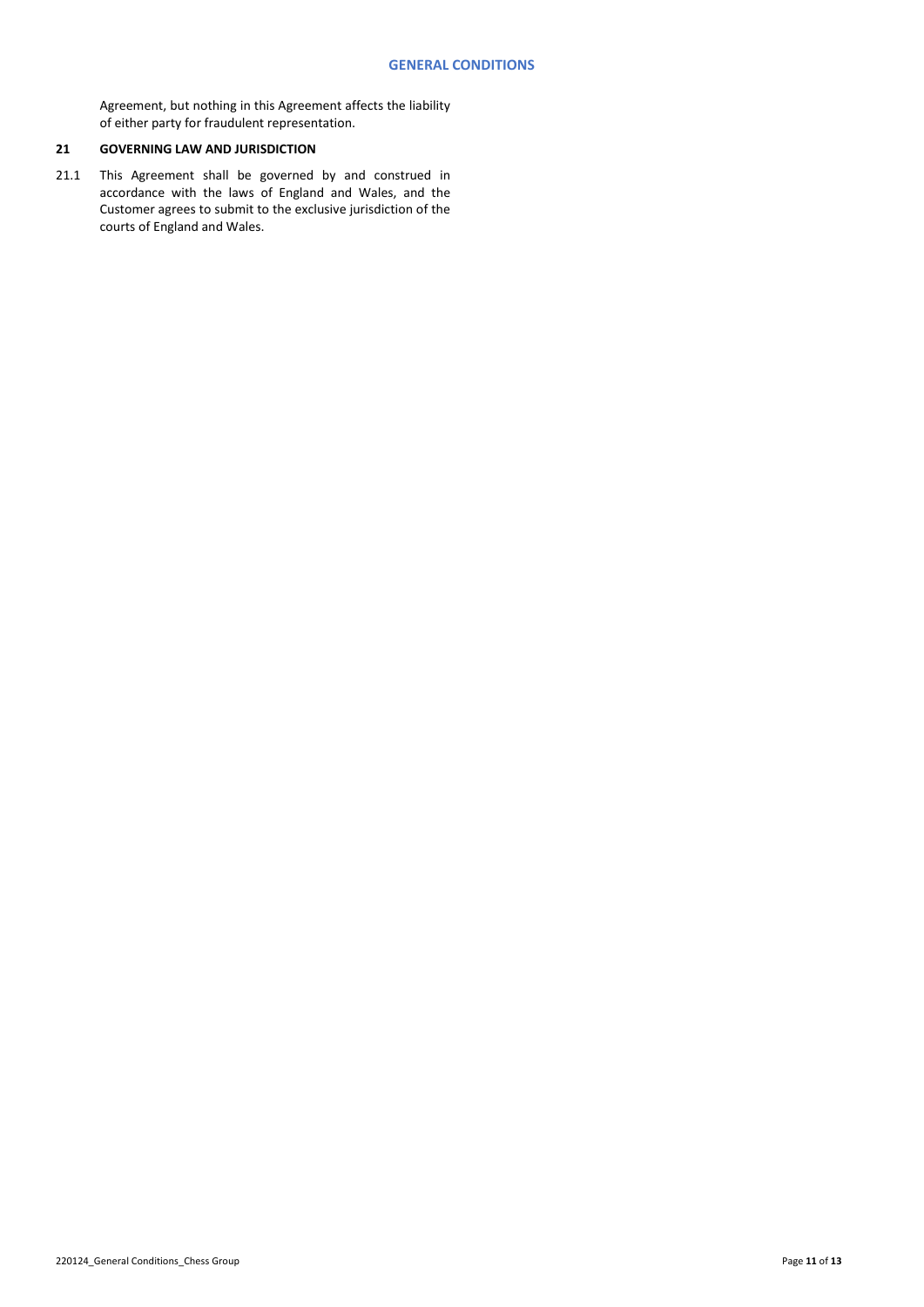Agreement, but nothing in this Agreement affects the liability of either party for fraudulent representation.

## 21 GOVERNING LAW AND JURISDICTION

21.1 This Agreement shall be governed by and construed in accordance with the laws of England and Wales, and the Customer agrees to submit to the exclusive jurisdiction of the courts of England and Wales.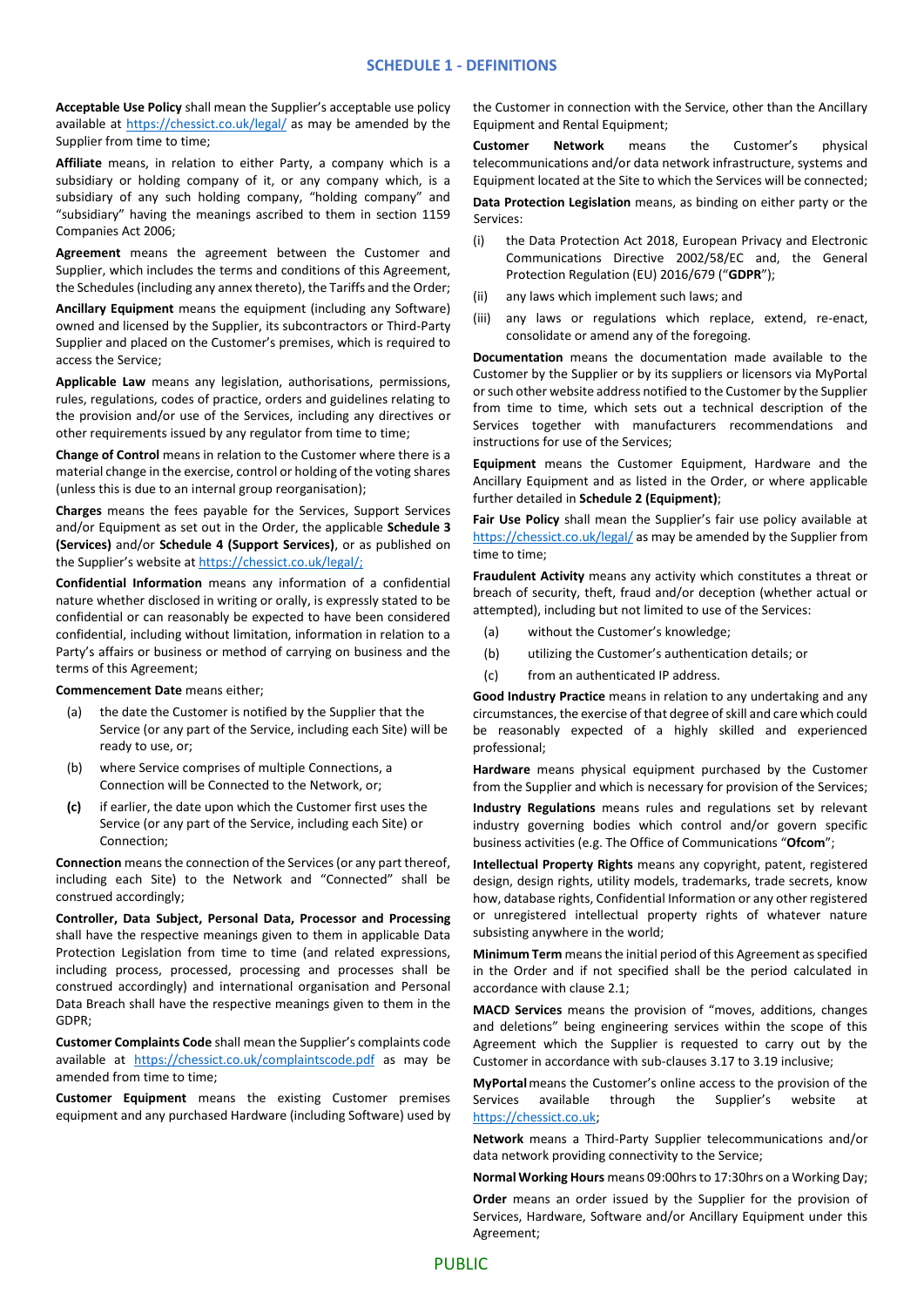## SCHEDULE 1 - DEFINITIONS

**Acceptable Use Policy** shall mean the Supplier's acceptable use policy available at https://chessict.co.uk/legal/ as may be amended by the Supplier from time to time;

**Affiliate** means, in relation to either Party, a company which is a subsidiary or holding company of it, or any company which, is a subsidiary of any such holding company, "holding company" and "subsidiary" having the meanings ascribed to them in section 1159 Companies Act 2006;

**Agreement** means the agreement between the Customer and Supplier, which includes the terms and conditions of this Agreement, the Schedules (including any annex thereto), the Tariffs and the Order;

**Ancillary Equipment** means the equipment (including any Software) owned and licensed by the Supplier, its subcontractors or Third-Party Supplier and placed on the Customer's premises, which is required to access the Service;

**Applicable Law** means any legislation, authorisations, permissions, rules, regulations, codes of practice, orders and guidelines relating to the provision and/or use of the Services, including any directives or other requirements issued by any regulator from time to time;

**Change of Control** means in relation to the Customer where there is a material change in the exercise, control or holding of the voting shares (unless this is due to an internal group reorganisation);

**Charges** means the fees payable for the Services, Support Services and/or Equipment as set out in the Order, the applicable **Schedule 3 (Services)** and/or **Schedule 4 (Support Services)**, or as published on the Supplier's website at https://chessict.co.uk/legal/;

**Confidential Information** means any information of a confidential nature whether disclosed in writing or orally, is expressly stated to be confidential or can reasonably be expected to have been considered confidential, including without limitation, information in relation to a Party's affairs or business or method of carrying on business and the terms of this Agreement;

**Commencement Date** means either;

(a) the date the Customer is notified by the Supplier that the Service (or any part of the Service, including each Site) will be ready to use, or;

(b) where Service comprises of multiple Connections, a Connection will be Connected to the Network, or;

**(c)** if earlier, the date upon which the Customer first uses the Service (or any part of the Service, including each Site) or Connection;

**Connection** means the connection of the Services (or any part thereof, including each Site) to the Network and "Connected" shall be construed accordingly;

**Controller, Data Subject, Personal Data, Processor and Processing** shall have the respective meanings given to them in applicable Data Protection Legislation from time to time (and related expressions, including process, processed, processing and processes shall be construed accordingly) and international organisation and Personal Data Breach shall have the respective meanings given to them in the GDPR;

**Customer Complaints Code** shall mean the Supplier's complaints code available at https://chessict.co.uk/complaintscode.pdf as may be amended from time to time;

**Customer Equipment** means the existing Customer premises equipment and any purchased Hardware (including Software) used by the Customer in connection with the Service, other than the Ancillary Equipment and Rental Equipment;

**Customer Network** means the Customer's physical telecommunications and/or data network infrastructure, systems and Equipment located at the Site to which the Services will be connected;

**Data Protection Legislation** means, as binding on either party or the Services:

(i) the Data Protection Act 2018, European Privacy and Electronic Communications Directive 2002/58/EC and, the General Protection Regulation (EU) 2016/679 ("**GDPR**");

(ii) any laws which implement such laws; and

(iii) any laws or regulations which replace, extend, re-enact, consolidate or amend any of the foregoing.

**Documentation** means the documentation made available to the Customer by the Supplier or by its suppliers or licensors via MyPortal or such other website address notified to the Customer by the Supplier from time to time, which sets out a technical description of the Services together with manufacturers recommendations and instructions for use of the Services;

**Equipment** means the Customer Equipment, Hardware and the Ancillary Equipment and as listed in the Order, or where applicable further detailed in **Schedule 2 (Equipment)**;

**Fair Use Policy** shall mean the Supplier's fair use policy available at https://chessict.co.uk/legal/ as may be amended by the Supplier from time to time;

**Fraudulent Activity** means any activity which constitutes a threat or breach of security, theft, fraud and/or deception (whether actual or attempted), including but not limited to use of the Services:

(a) without the Customer's knowledge;

(b) utilizing the Customer's authentication details; or

(c) from an authenticated IP address.

**Good Industry Practice** means in relation to any undertaking and any circumstances, the exercise of that degree of skill and care which could be reasonably expected of a highly skilled and experienced professional;

**Hardware** means physical equipment purchased by the Customer from the Supplier and which is necessary for provision of the Services;

**Industry Regulations** means rules and regulations set by relevant industry governing bodies which control and/or govern specific business activities (e.g. The Office of Communications "**Ofcom**";

**Intellectual Property Rights** means any copyright, patent, registered design, design rights, utility models, trademarks, trade secrets, know how, database rights, Confidential Information or any other registered or unregistered intellectual property rights of whatever nature subsisting anywhere in the world;

**Minimum Term** means the initial period of this Agreement as specified in the Order and if not specified shall be the period calculated in accordance with clause 2.1;

**MACD Services** means the provision of "moves, additions, changes and deletions" being engineering services within the scope of this Agreement which the Supplier is requested to carry out by the Customer in accordance with sub-clauses 3.17 to 3.19 inclusive;

**MyPortal** means the Customer's online access to the provision of the Services available through the Supplier's website at https://chessict.co.uk;

**Network** means a Third-Party Supplier telecommunications and/or data network providing connectivity to the Service;

**Normal Working Hours** means 09:00hrs to 17:30hrs on a Working Day;

**Order** means an order issued by the Supplier for the provision of Services, Hardware, Software and/or Ancillary Equipment under this Agreement;

PUBLIC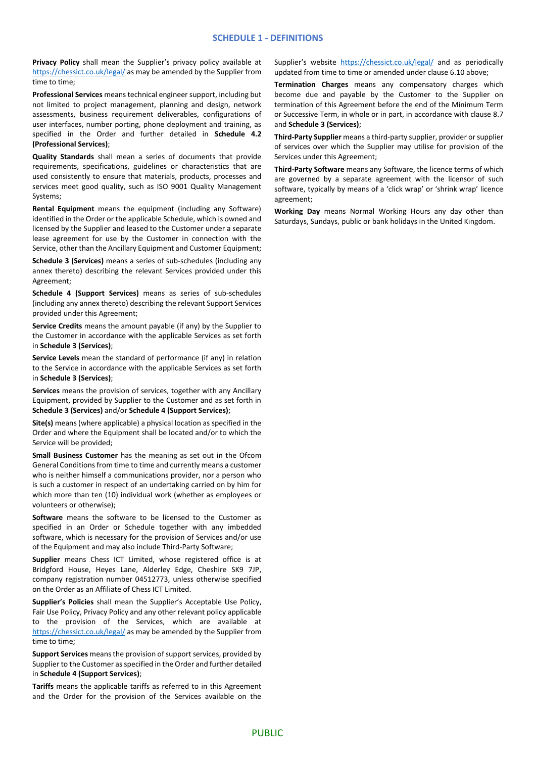## SCHEDULE 1 - DEFINITIONS

**Privacy Policy** shall mean the Supplier's privacy policy available at https://chessict.co.uk/legal/ as may be amended by the Supplier from time to time;

**Professional Services** means technical engineer support, including but not limited to project management, planning and design, network assessments, business requirement deliverables, configurations of user interfaces, number porting, phone deployment and training, as specified in the Order and further detailed in **Schedule 4.2 (Professional Services)**;

**Quality Standards** shall mean a series of documents that provide requirements, specifications, guidelines or characteristics that are used consistently to ensure that materials, products, processes and services meet good quality, such as ISO 9001 Quality Management Systems;

**Rental Equipment** means the equipment (including any Software) identified in the Order or the applicable Schedule, which is owned and licensed by the Supplier and leased to the Customer under a separate lease agreement for use by the Customer in connection with the Service, other than the Ancillary Equipment and Customer Equipment;

**Schedule 3 (Services)** means a series of sub-schedules (including any annex thereto) describing the relevant Services provided under this Agreement;

**Schedule 4 (Support Services)** means as series of sub-schedules (including any annex thereto) describing the relevant Support Services provided under this Agreement;

**Service Credits** means the amount payable (if any) by the Supplier to the Customer in accordance with the applicable Services as set forth in **Schedule 3 (Services)**;

**Service Levels** mean the standard of performance (if any) in relation to the Service in accordance with the applicable Services as set forth in **Schedule 3 (Services)**;

**Services** means the provision of services, together with any Ancillary Equipment, provided by Supplier to the Customer and as set forth in **Schedule 3 (Services)** and/or **Schedule 4 (Support Services)**;

**Site(s)** means (where applicable) a physical location as specified in the Order and where the Equipment shall be located and/or to which the Service will be provided;

**Small Business Customer** has the meaning as set out in the Ofcom General Conditions from time to time and currently means a customer who is neither himself a communications provider, nor a person who is such a customer in respect of an undertaking carried on by him for which more than ten (10) individual work (whether as employees or volunteers or otherwise);

**Software** means the software to be licensed to the Customer as specified in an Order or Schedule together with any imbedded software, which is necessary for the provision of Services and/or use of the Equipment and may also include Third-Party Software;

**Supplier** means Chess ICT Limited, whose registered office is at Bridgford House, Heyes Lane, Alderley Edge, Cheshire SK9 7JP, company registration number 04512773, unless otherwise specified on the Order as an Affiliate of Chess ICT Limited.

**Supplier's Policies** shall mean the Supplier's Acceptable Use Policy, Fair Use Policy, Privacy Policy and any other relevant policy applicable to the provision of the Services, which are available at https://chessict.co.uk/legal/ as may be amended by the Supplier from time to time;

**Support Services** means the provision of support services, provided by Supplier to the Customer as specified in the Order and further detailed in **Schedule 4 (Support Services)**;

**Tariffs** means the applicable tariffs as referred to in this Agreement and the Order for the provision of the Services available on the Supplier's website https://chessict.co.uk/legal/ and as periodically updated from time to time or amended under clause 6.10 above;

**Termination Charges** means any compensatory charges which become due and payable by the Customer to the Supplier on termination of this Agreement before the end of the Minimum Term or Successive Term, in whole or in part, in accordance with clause 8.7 and **Schedule 3 (Services)**;

**Third-Party Supplier** means a third-party supplier, provider or supplier of services over which the Supplier may utilise for provision of the Services under this Agreement;

**Third-Party Software** means any Software, the licence terms of which are governed by a separate agreement with the licensor of such software, typically by means of a 'click wrap' or 'shrink wrap' licence agreement;

**Working Day** means Normal Working Hours any day other than Saturdays, Sundays, public or bank holidays in the United Kingdom.